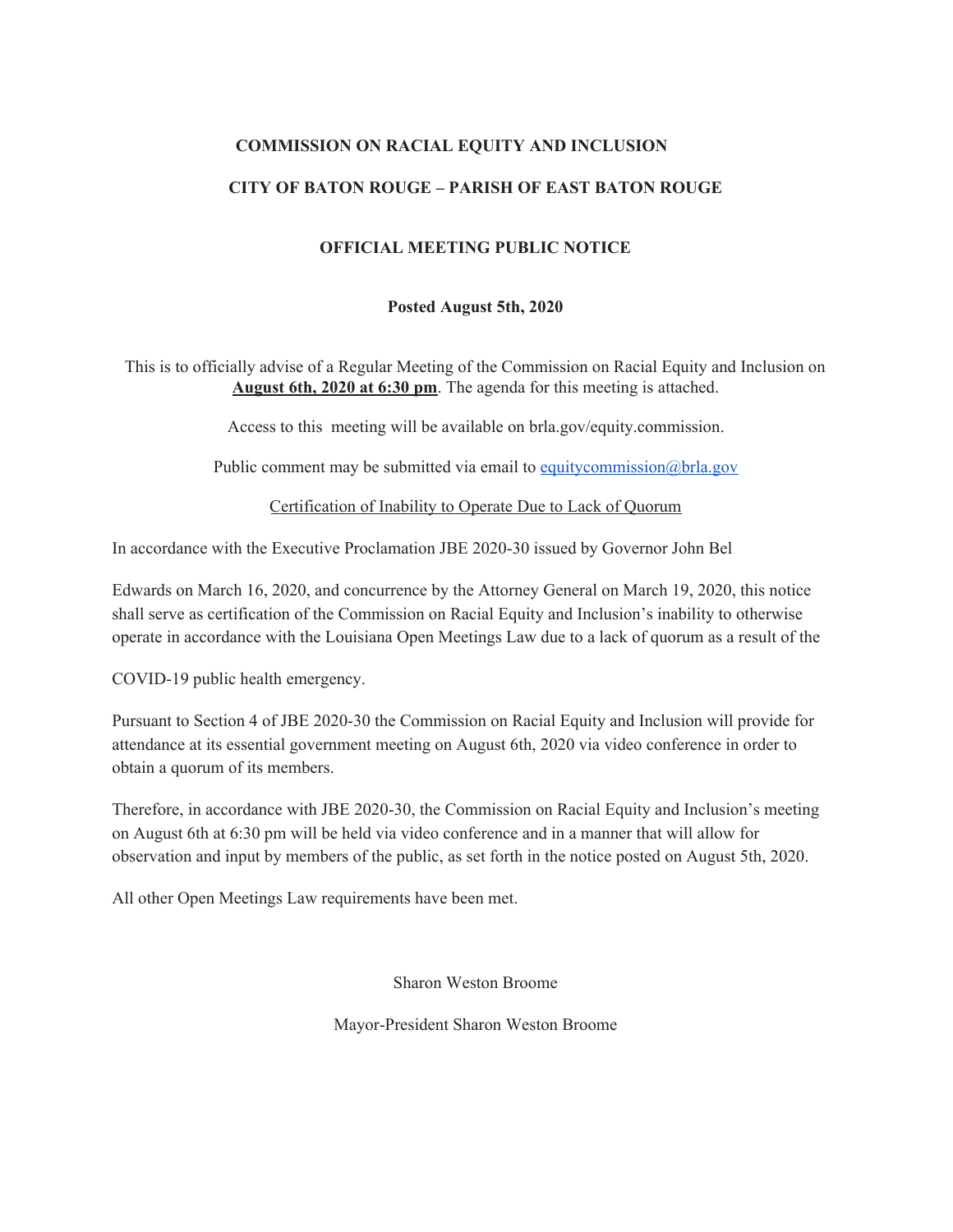**COMMISSION ON RACIAL EQUITY AND INCLUSION**

**CITY OF BATON ROUGE – PARISH OF EAST BATON ROUGE**

**OFFICIAL MEETING PUBLIC NOTICE**

**Posted August 5th, 2020**

This is to officially advise of a Regular Meeting of the Commission on Racial Equity and Inclusion on **August 6th, 2020 at 6:30 pm**. The agenda for this meeting is attached.

Access to this meeting will be available on brla.gov/equity.commission.

Public comment may be submitted via email to equitycommission@brla.gov

Certification of Inability to Operate Due to Lack of Quorum

In accordance with the Executive Proclamation JBE 2020-30 issued by Governor John Bel Edwards on March 16, 2020, and concurrence by the Attorney General on March 19, 2020, this notice shall serve as certification of the Commission on Racial Equity and Inclusion's inability to otherwise operate in accordance with the Louisiana Open Meetings Law due to a lack of quorum as a result of the COVID-19 public health emergency.

Pursuant to Section 4 of JBE 2020-30 the Commission on Racial Equity and Inclusion will provide for attendance at its essential government meeting on August 6th, 2020 via video conference in order to obtain a quorum of its members.

Therefore, in accordance with JBE 2020-30, the Commission on Racial Equity and Inclusion's meeting on August 6th at 6:30 pm will be held via video conference and in a manner that will allow for observation and input by members of the public, as set forth in the notice posted on August 5th, 2020.

All other Open Meetings Law requirements have been met.

Sharon Weston Broome

Mayor-President Sharon Weston Broome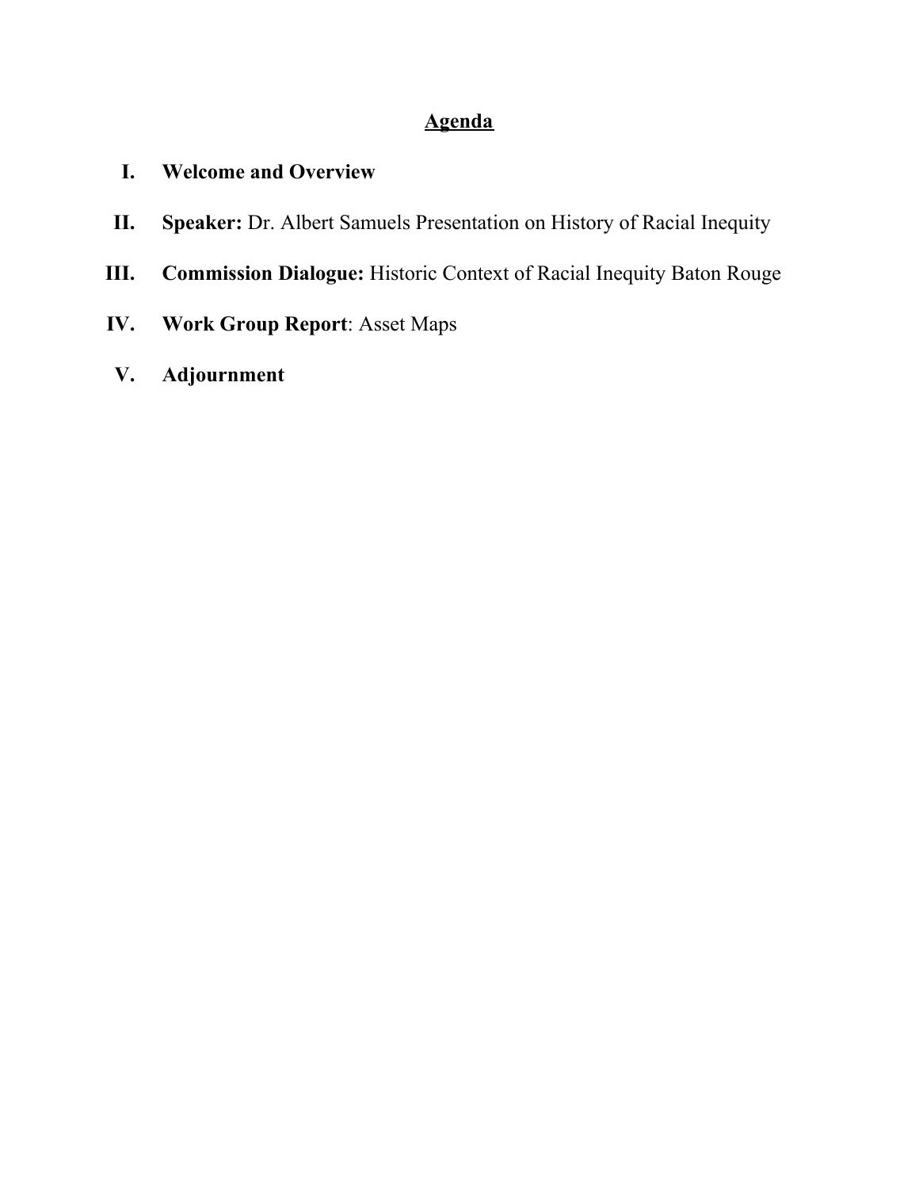## <u>Agenda</u>

I. **Welcome and Overview**

II. **Speaker:** Dr. Albert Samuels Presentation on History of Racial Inequity

III. **Commission Dialogue:** Historic Context of Racial Inequity Baton Rouge

IV. **Work Group Report**: Asset Maps

V. **Adjournment**